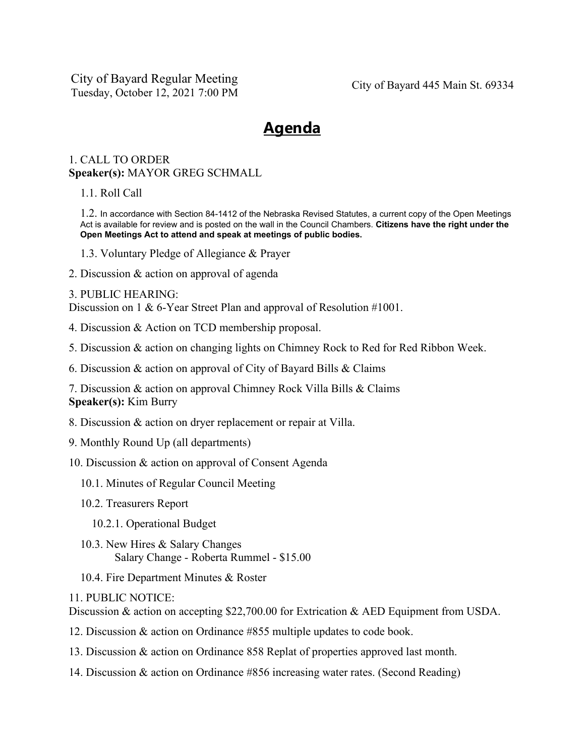City of Bayard Regular Meeting
Tuesday, October 12, 2021 7:00 PM

City of Bayard 445 Main St. 69334

# Agenda

1. CALL TO ORDER
**Speaker(s):** MAYOR GREG SCHMALL

1.1. Roll Call

1.2. In accordance with Section 84-1412 of the Nebraska Revised Statutes, a current copy of the Open Meetings Act is available for review and is posted on the wall in the Council Chambers. **Citizens have the right under the Open Meetings Act to attend and speak at meetings of public bodies.**

1.3. Voluntary Pledge of Allegiance & Prayer

2. Discussion & action on approval of agenda

3. PUBLIC HEARING:
Discussion on 1 & 6-Year Street Plan and approval of Resolution #1001.

4. Discussion & Action on TCD membership proposal.

5. Discussion & action on changing lights on Chimney Rock to Red for Red Ribbon Week.

6. Discussion & action on approval of City of Bayard Bills & Claims

7. Discussion & action on approval Chimney Rock Villa Bills & Claims
**Speaker(s):** Kim Burry

8. Discussion & action on dryer replacement or repair at Villa.

9. Monthly Round Up (all departments)

10. Discussion & action on approval of Consent Agenda

10.1. Minutes of Regular Council Meeting

10.2. Treasurers Report

10.2.1. Operational Budget

10.3. New Hires & Salary Changes
Salary Change - Roberta Rummel - $15.00

10.4. Fire Department Minutes & Roster

11. PUBLIC NOTICE:
Discussion & action on accepting $22,700.00 for Extrication & AED Equipment from USDA.

12. Discussion & action on Ordinance #855 multiple updates to code book.

13. Discussion & action on Ordinance 858 Replat of properties approved last month.

14. Discussion & action on Ordinance #856 increasing water rates. (Second Reading)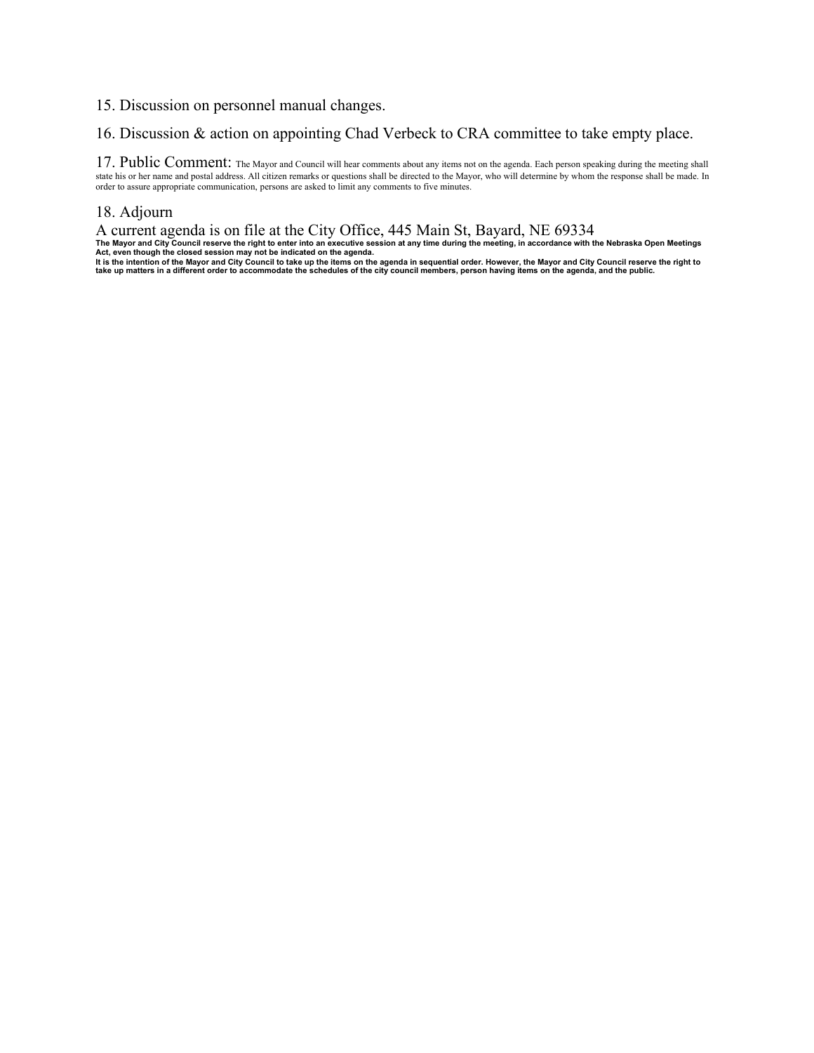15. Discussion on personnel manual changes.

16. Discussion & action on appointing Chad Verbeck to CRA committee to take empty place.

17. Public Comment: The Mayor and Council will hear comments about any items not on the agenda. Each person speaking during the meeting shall state his or her name and postal address. All citizen remarks or questions shall be directed to the Mayor, who will determine by whom the response shall be made. In order to assure appropriate communication, persons are asked to limit any comments to five minutes.

18. Adjourn

A current agenda is on file at the City Office, 445 Main St, Bayard, NE 69334

**The Mayor and City Council reserve the right to enter into an executive session at any time during the meeting, in accordance with the Nebraska Open Meetings Act, even though the closed session may not be indicated on the agenda.**

**It is the intention of the Mayor and City Council to take up the items on the agenda in sequential order. However, the Mayor and City Council reserve the right to take up matters in a different order to accommodate the schedules of the city council members, person having items on the agenda, and the public.**